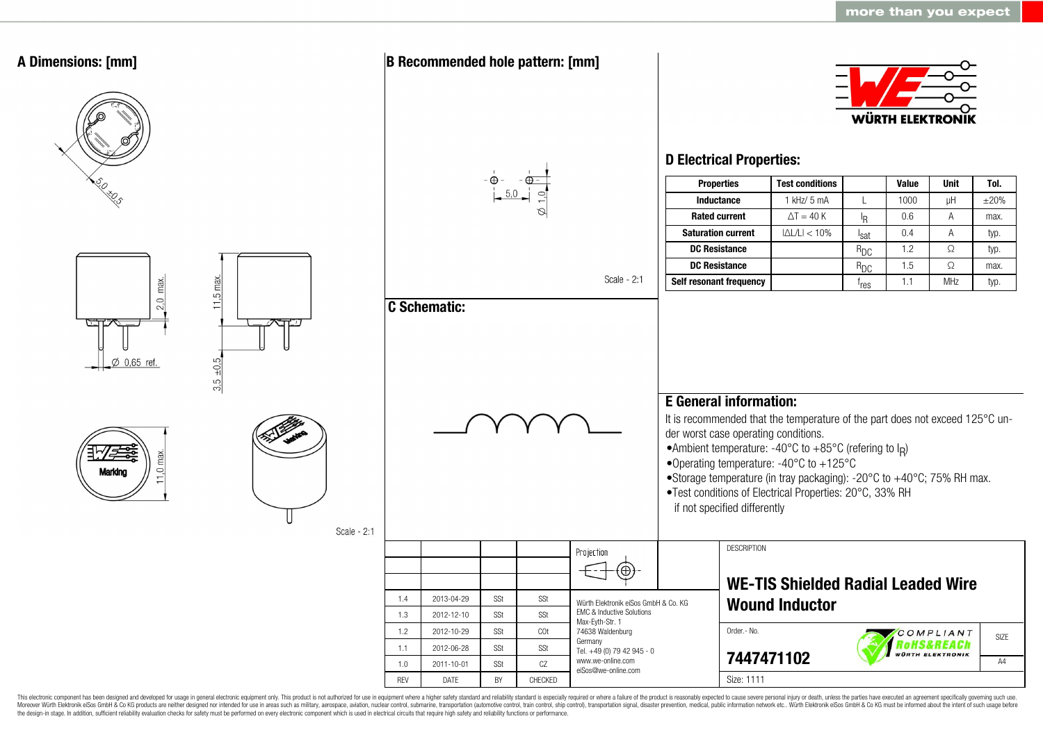more than you expect

## A Dimensions: [mm]

5,0 ±0,5

2,0 max.

11,5 max.

Ø 0,65 ref.

3,5 ±0,5

11,0 max.

Marking

Scale - 2:1

## B Recommended hole pattern: [mm]

5,0

Ø 1,0

Scale - 2:1

## C Schematic:

WÜRTH ELEKTRONIK

## D Electrical Properties:

| Properties | Test conditions | | Value | Unit | Tol. |
|---|---|---|---|---|---|
| Inductance | 1 kHz/ 5 mA | L | 1000 | µH | ±20% |
| Rated current | ΔT = 40 K | $I_R$ | 0.6 | A | max. |
| Saturation current | \|ΔL/L\| < 10% | $I_{sat}$ | 0.4 | A | typ. |
| DC Resistance | | $R_{DC}$ | 1.2 | Ω | typ. |
| DC Resistance | | $R_{DC}$ | 1.5 | Ω | max. |
| Self resonant frequency | | $f_{res}$ | 1.1 | MHz | typ. |

## E General information:

It is recommended that the temperature of the part does not exceed 125°C under worst case operating conditions.

- Ambient temperature: -40°C to +85°C (refering to $I_R$)
- Operating temperature: -40°C to +125°C
- Storage temperature (in tray packaging): -20°C to +40°C; 75% RH max.
- Test conditions of Electrical Properties: 20°C, 33% RH if not specified differently

| REV | DATE | BY | CHECKED |
|---|---|---|---|
| 1.4 | 2013-04-29 | SSt | SSt |
| 1.3 | 2012-12-10 | SSt | SSt |
| 1.2 | 2012-10-29 | SSt | COt |
| 1.1 | 2012-06-28 | SSt | SSt |
| 1.0 | 2011-10-01 | SSt | CZ |

Projection

Würth Elektronik eiSos GmbH & Co. KG
EMC & Inductive Solutions
Max-Eyth-Str. 1
74638 Waldenburg
Germany
Tel. +49 (0) 79 42 945 - 0
www.we-online.com
eiSos@we-online.com

DESCRIPTION

**WE-TIS Shielded Radial Leaded Wire Wound Inductor**

Order.- No.

**7447471102**

COMPLIANT RoHS&REACh WÜRTH ELEKTRONIK

SIZE A4

Size: 1111

This electronic component has been designed and developed for usage in general electronic equipment only. This product is not authorized for use in equipment where a higher safety standard and reliability standard is especially required or where a failure of the product is reasonably expected to cause severe personal injury or death, unless the parties have executed an agreement specifically governing such use. Moreover Würth Elektronik eiSos GmbH & Co KG products are neither designed nor intended for use in areas such as military, aerospace, aviation, nuclear control, submarine, transportation (automotive control, train control, ship control), transportation signal, disaster prevention, medical, public information network etc.. Würth Elektronik eiSos GmbH & Co KG must be informed about the intent of such usage before the design-in stage. In addition, sufficient reliability evaluation checks for safety must be performed on every electronic component which is used in electrical circuits that require high safety and reliability functions or performance.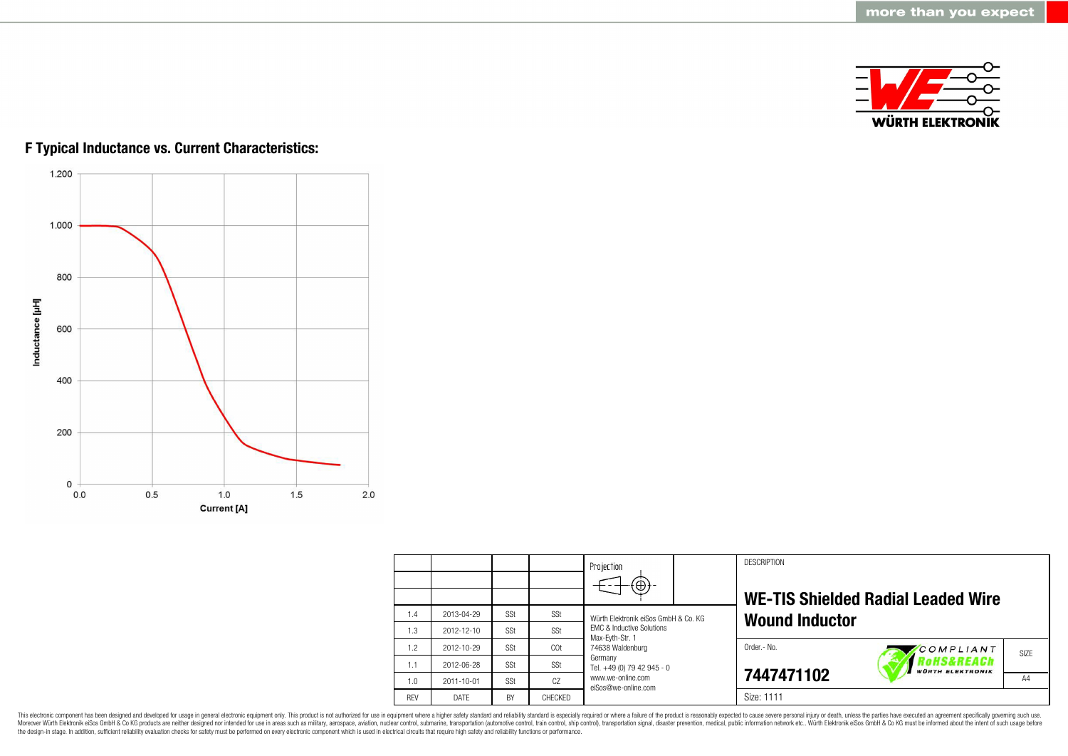## F Typical Inductance vs. Current Characteristics:

| REV | DATE | BY | CHECKED |
|---|---|---|---|
| 1.4 | 2013-04-29 | SSt | SSt |
| 1.3 | 2012-12-10 | SSt | SSt |
| 1.2 | 2012-10-29 | SSt | COt |
| 1.1 | 2012-06-28 | SSt | SSt |
| 1.0 | 2011-10-01 | SSt | CZ |

Projection

Würth Elektronik eiSos GmbH & Co. KG
EMC & Inductive Solutions
Max-Eyth-Str. 1
74638 Waldenburg
Germany
Tel. +49 (0) 79 42 945 - 0
www.we-online.com
eiSos@we-online.com

DESCRIPTION

**WE-TIS Shielded Radial Leaded Wire Wound Inductor**

Order.- No.

**7447471102**

COMPLIANT RoHS&REACh WÜRTH ELEKTRONIK

SIZE: A4

Size: 1111

This electronic component has been designed and developed for usage in general electronic equipment only. This product is not authorized for use in equipment where a higher safety standard and reliability standard is especially required or where a failure of the product is reasonably expected to cause severe personal injury or death, unless the parties have executed an agreement specifically governing such use. Moreover Würth Elektronik eiSos GmbH & Co KG products are neither designed nor intended for use in areas such as military, aerospace, aviation, nuclear control, submarine, transportation (automotive control, train control, ship control), transportation signal, disaster prevention, medical, public information network etc.. Würth Elektronik eiSos GmbH & Co KG must be informed about the intent of such usage before the design-in stage. In addition, sufficient reliability evaluation checks for safety must be performed on every electronic component which is used in electrical circuits that require high safety and reliability functions or performance.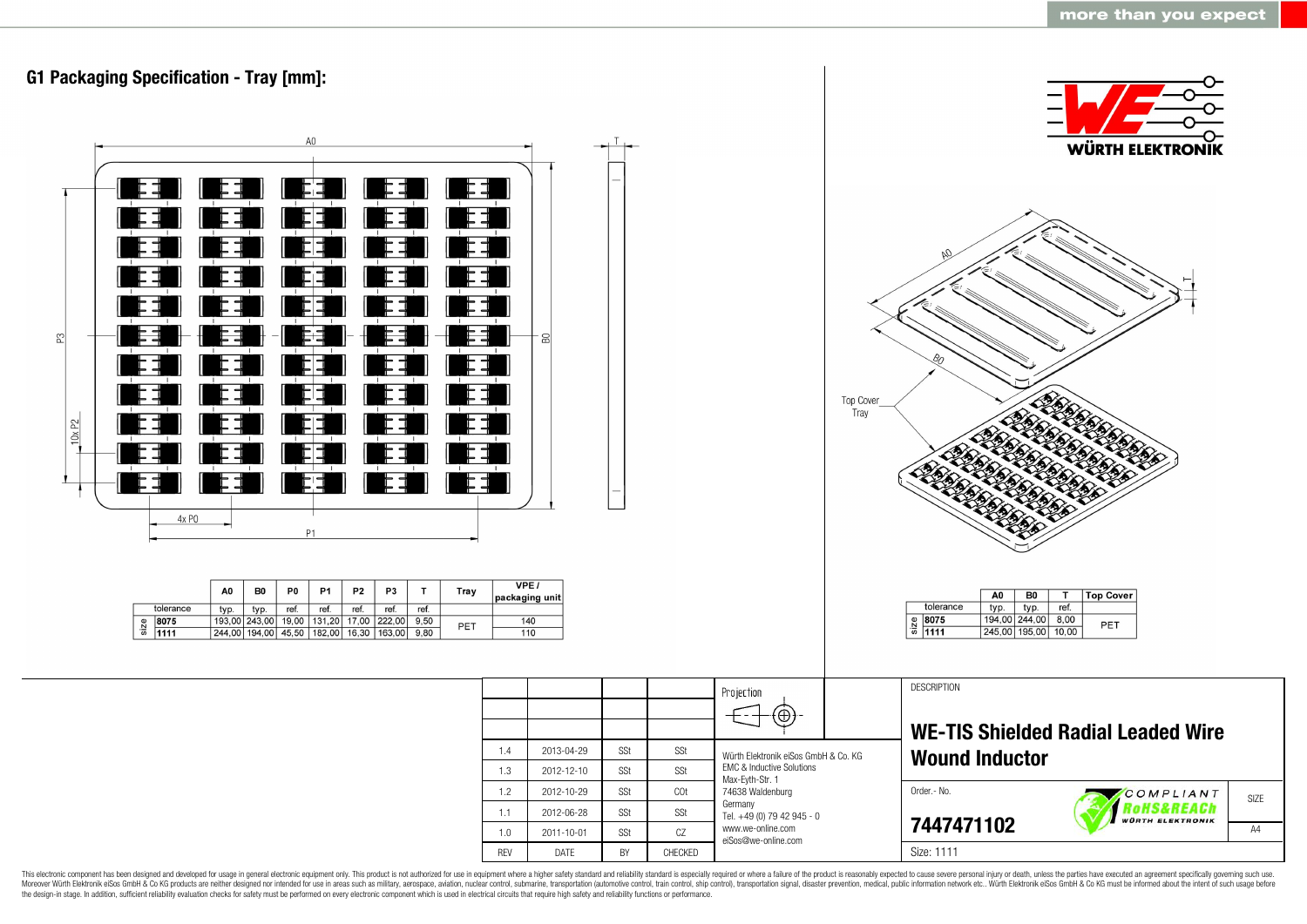## G1 Packaging Specification - Tray [mm]:

| | | A0 | B0 | P0 | P1 | P2 | P3 | T | Tray | VPE / packaging unit |
|---|---|---|---|---|---|---|---|---|---|---|
| tolerance | | typ. | typ. | ref. | ref. | ref. | ref. | ref. | | |
| size | 8075 | 193,00 | 243,00 | 19,00 | 131,20 | 17,00 | 222,00 | 9,50 | PET | 140 |
| size | 1111 | 244,00 | 194,00 | 45,50 | 182,00 | 16,30 | 163,00 | 9,80 | PET | 110 |

| | | A0 | B0 | T | Top Cover |
|---|---|---|---|---|---|
| tolerance | | typ. | typ. | ref. | |
| size | 8075 | 194,00 | 244,00 | 8,00 | PET |
| size | 1111 | 245,00 | 195,00 | 10,00 | PET |

| REV | DATE | BY | CHECKED |
|---|---|---|---|
| 1.4 | 2013-04-29 | SSt | SSt |
| 1.3 | 2012-12-10 | SSt | SSt |
| 1.2 | 2012-10-29 | SSt | COt |
| 1.1 | 2012-06-28 | SSt | SSt |
| 1.0 | 2011-10-01 | SSt | CZ |

Würth Elektronik eiSos GmbH & Co. KG
EMC & Inductive Solutions
Max-Eyth-Str. 1
74638 Waldenburg
Germany
Tel. +49 (0) 79 42 945 - 0
www.we-online.com
eiSos@we-online.com

DESCRIPTION

**WE-TIS Shielded Radial Leaded Wire Wound Inductor**

Order.- No. **7447471102**

Size: 1111

SIZE A4

This electronic component has been designed and developed for usage in general electronic equipment only. This product is not authorized for use in equipment where a higher safety standard and reliability standard is especially required or where a failure of the product is reasonably expected to cause severe personal injury or death, unless the parties have executed an agreement specifically governing such use. Moreover Würth Elektronik eiSos GmbH & Co KG products are neither designed nor intended for use in areas such as military, aerospace, aviation, nuclear control, submarine, transportation (automotive control, train control, ship control), transportation signal, disaster prevention, medical, public information network etc.. Würth Elektronik eiSos GmbH & Co KG must be informed about the intent of such usage before the design-in stage. In addition, sufficient reliability evaluation checks for safety must be performed on every electronic component which is used in electrical circuits that require high safety and reliability functions or performance.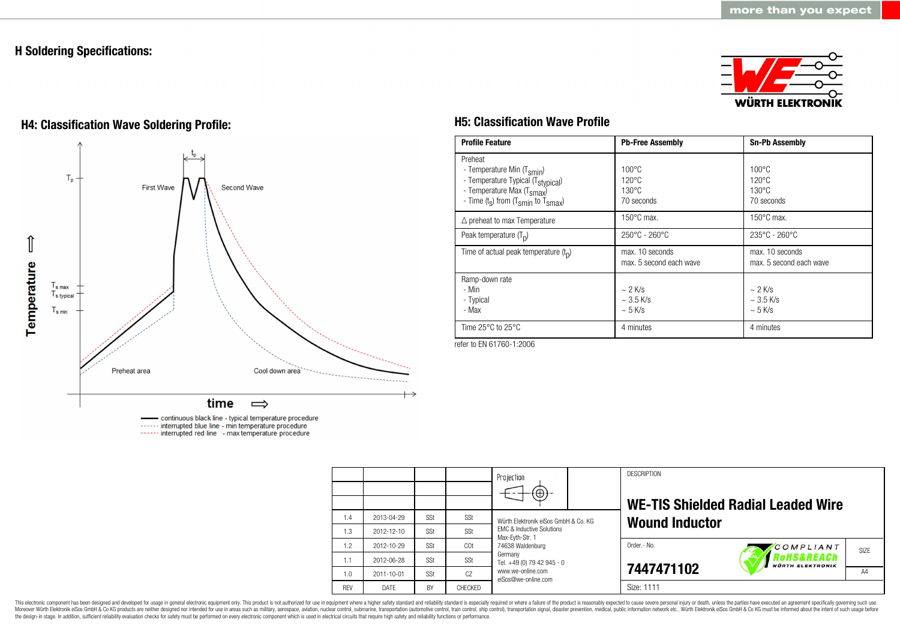## H Soldering Specifications:

### H4: Classification Wave Soldering Profile:

Temperature ⇧

$T_p$

$t_p$

First Wave

Second Wave

$T_{s\,max}$

$T_{s\,typical}$

$T_{s\,min}$

Preheat area

Cool down area

time ⇨

continuous black line - typical temperature procedure
interrupted blue line - min temperature procedure
interrupted red line - max temperature procedure

### H5: Classification Wave Profile

| Profile Feature | Pb-Free Assembly | Sn-Pb Assembly |
|---|---|---|
| Preheat<br>- Temperature Min ($T_{smin}$)<br>- Temperature Typical ($T_{stypical}$)<br>- Temperature Max ($T_{smax}$)<br>- Time ($t_s$) from ($T_{smin}$ to $T_{smax}$) | 100°C<br>120°C<br>130°C<br>70 seconds | 100°C<br>120°C<br>130°C<br>70 seconds |
| Δ preheat to max Temperature | 150°C max. | 150°C max. |
| Peak temperature ($T_p$) | 250°C - 260°C | 235°C - 260°C |
| Time of actual peak temperature ($t_p$) | max. 10 seconds<br>max. 5 second each wave | max. 10 seconds<br>max. 5 second each wave |
| Ramp-down rate<br>- Min<br>- Typical<br>- Max | ~ 2 K/s<br>~ 3.5 K/s<br>~ 5 K/s | ~ 2 K/s<br>~ 3.5 K/s<br>~ 5 K/s |
| Time 25°C to 25°C | 4 minutes | 4 minutes |

refer to EN 61760-1:2006

| REV | DATE | BY | CHECKED |
|---|---|---|---|
| 1.4 | 2013-04-29 | SSt | SSt |
| 1.3 | 2012-12-10 | SSt | SSt |
| 1.2 | 2012-10-29 | SSt | COt |
| 1.1 | 2012-06-28 | SSt | SSt |
| 1.0 | 2011-10-01 | SSt | CZ |

Projection

Würth Elektronik eiSos GmbH & Co. KG
EMC & Inductive Solutions
Max-Eyth-Str. 1
74638 Waldenburg
Germany
Tel. +49 (0) 79 42 945 - 0
www.we-online.com
eiSos@we-online.com

DESCRIPTION

**WE-TIS Shielded Radial Leaded Wire Wound Inductor**

Order.- No.

**7447471102**

COMPLIANT RoHS&REACh WÜRTH ELEKTRONIK

SIZE: A4

Size: 1111

This electronic component has been designed and developed for usage in general electronic equipment only. This product is not authorized for use in equipment where a higher safety standard and reliability standard is especially required or where a failure of the product is reasonably expected to cause severe personal injury or death, unless the parties have executed an agreement specifically governing such use. Moreover Würth Elektronik eiSos GmbH & Co KG products are neither designed nor intended for use in areas such as military, aerospace, aviation, nuclear control, submarine, transportation (automotive control, train control, ship control), transportation signal, disaster prevention, medical, public information network etc.. Würth Elektronik eiSos GmbH & Co KG must be informed about the intent of such usage before the design-in stage. In addition, sufficient reliability evaluation checks for safety must be performed on every electronic component which is used in electrical circuits that require high safety and reliability functions or performance.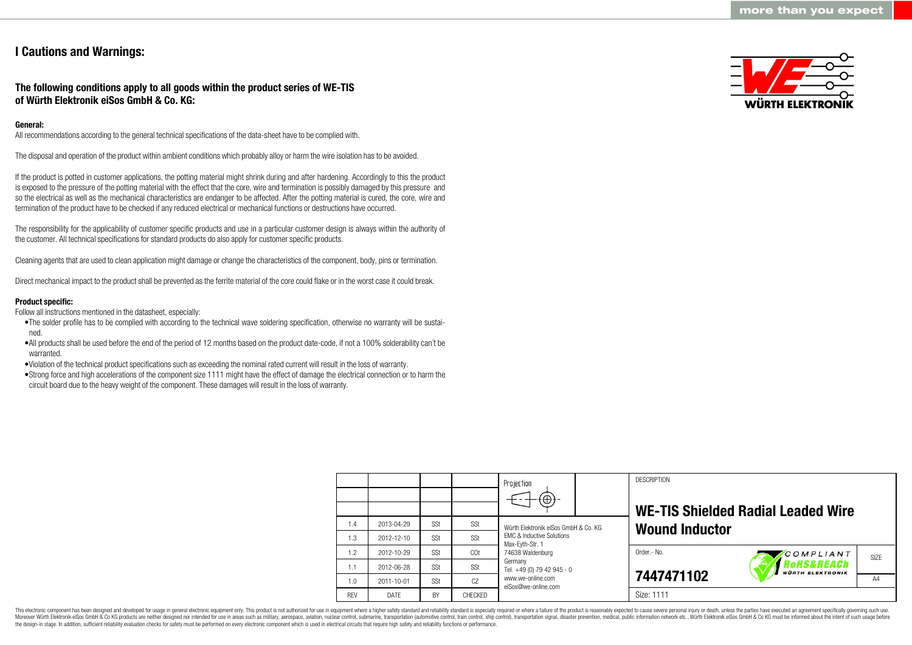# I Cautions and Warnings:

## The following conditions apply to all goods within the product series of WE-TIS of Würth Elektronik eiSos GmbH & Co. KG:

**General:**
All recommendations according to the general technical specifications of the data-sheet have to be complied with.

The disposal and operation of the product within ambient conditions which probably alloy or harm the wire isolation has to be avoided.

If the product is potted in customer applications, the potting material might shrink during and after hardening. Accordingly to this the product is exposed to the pressure of the potting material with the effect that the core, wire and termination is possibly damaged by this pressure and so the electrical as well as the mechanical characteristics are endanger to be affected. After the potting material is cured, the core, wire and termination of the product have to be checked if any reduced electrical or mechanical functions or destructions have occurred.

The responsibility for the applicability of customer specific products and use in a particular customer design is always within the authority of the customer. All technical specifications for standard products do also apply for customer specific products.

Cleaning agents that are used to clean application might damage or change the characteristics of the component, body, pins or termination.

Direct mechanical impact to the product shall be prevented as the ferrite material of the core could flake or in the worst case it could break.

**Product specific:**
Follow all instructions mentioned in the datasheet, especially:

- The solder profile has to be complied with according to the technical wave soldering specification, otherwise no warranty will be sustained.
- All products shall be used before the end of the period of 12 months based on the product date-code, if not a 100% solderability can´t be warranted.
- Violation of the technical product specifications such as exceeding the nominal rated current will result in the loss of warranty.
- Strong force and high accelerations of the component size 1111 might have the effect of damage the electrical connection or to harm the circuit board due to the heavy weight of the component. These damages will result in the loss of warranty.

| REV | DATE | BY | CHECKED |
|---|---|---|---|
| 1.4 | 2013-04-29 | SSt | SSt |
| 1.3 | 2012-12-10 | SSt | SSt |
| 1.2 | 2012-10-29 | SSt | COt |
| 1.1 | 2012-06-28 | SSt | SSt |
| 1.0 | 2011-10-01 | SSt | CZ |

Würth Elektronik eiSos GmbH & Co. KG
EMC & Inductive Solutions
Max-Eyth-Str. 1
74638 Waldenburg
Germany
Tel. +49 (0) 79 42 945 - 0
www.we-online.com
eiSos@we-online.com

DESCRIPTION

**WE-TIS Shielded Radial Leaded Wire Wound Inductor**

Order.- No. **7447471102**

Size: 1111

SIZE A4

This electronic component has been designed and developed for usage in general electronic equipment only. This product is not authorized for use in equipment where a higher safety standard and reliability standard is especially required or where a failure of the product is reasonably expected to cause severe personal injury or death, unless the parties have executed an agreement specifically governing such use. Moreover Würth Elektronik eiSos GmbH & Co KG products are neither designed nor intended for use in areas such as military, aerospace, aviation, nuclear control, submarine, transportation (automotive control, train control, ship control), transportation signal, disaster prevention, medical, public information network etc.. Würth Elektronik eiSos GmbH & Co KG must be informed about the intent of such usage before the design-in stage. In addition, sufficient reliability evaluation checks for safety must be performed on every electronic component which is used in electrical circuits that require high safety and reliability functions or performance.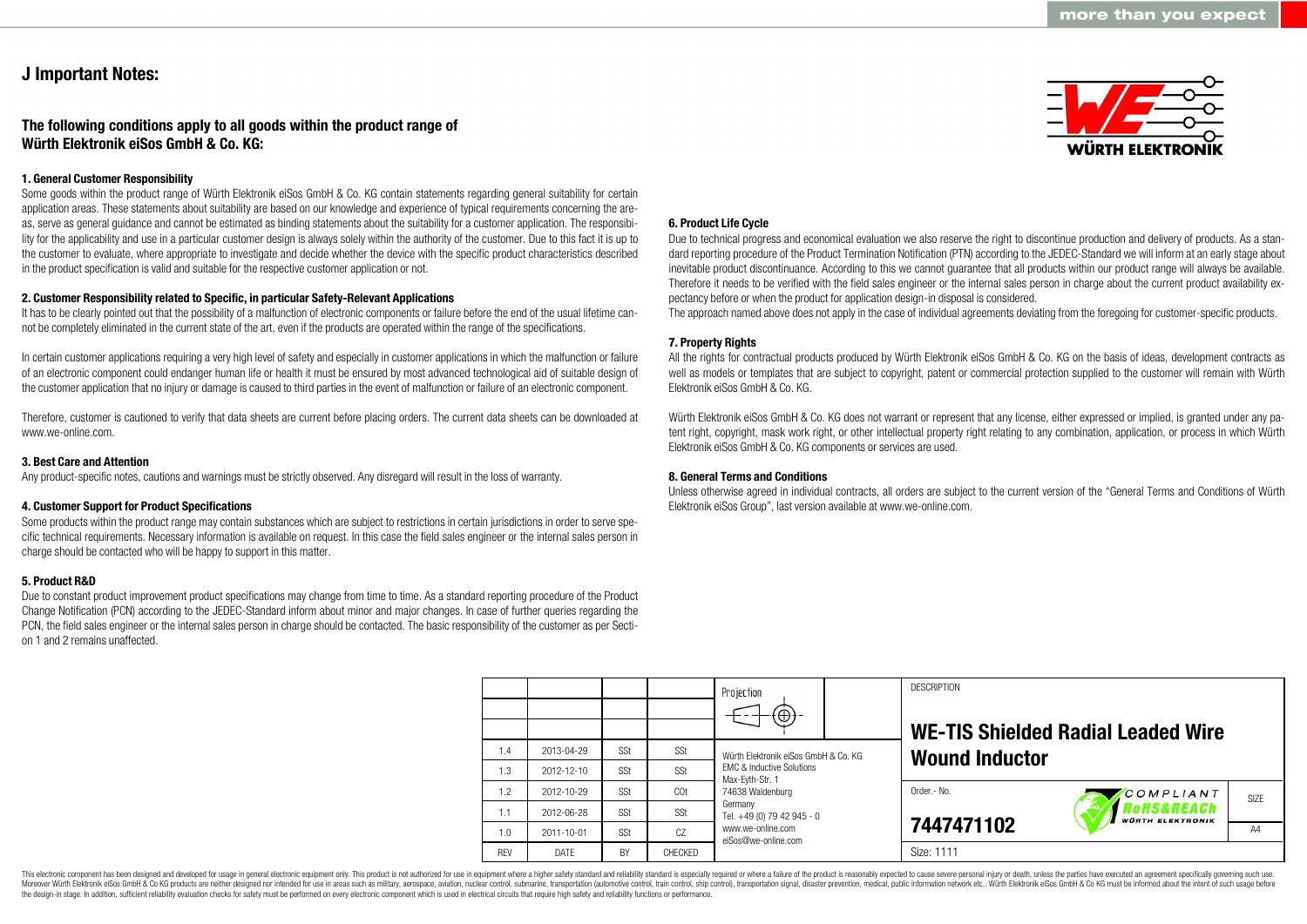## J Important Notes:

### The following conditions apply to all goods within the product range of Würth Elektronik eiSos GmbH & Co. KG:

**1. General Customer Responsibility**

Some goods within the product range of Würth Elektronik eiSos GmbH & Co. KG contain statements regarding general suitability for certain application areas. These statements about suitability are based on our knowledge and experience of typical requirements concerning the areas, serve as general guidance and cannot be estimated as binding statements about the suitability for a customer application. The responsibility for the applicability and use in a particular customer design is always solely within the authority of the customer. Due to this fact it is up to the customer to evaluate, where appropriate to investigate and decide whether the device with the specific product characteristics described in the product specification is valid and suitable for the respective customer application or not.

**2. Customer Responsibility related to Specific, in particular Safety-Relevant Applications**

It has to be clearly pointed out that the possibility of a malfunction of electronic components or failure before the end of the usual lifetime cannot be completely eliminated in the current state of the art, even if the products are operated within the range of the specifications.

In certain customer applications requiring a very high level of safety and especially in customer applications in which the malfunction or failure of an electronic component could endanger human life or health it must be ensured by most advanced technological aid of suitable design of the customer application that no injury or damage is caused to third parties in the event of malfunction or failure of an electronic component.

Therefore, customer is cautioned to verify that data sheets are current before placing orders. The current data sheets can be downloaded at www.we-online.com.

**3. Best Care and Attention**

Any product-specific notes, cautions and warnings must be strictly observed. Any disregard will result in the loss of warranty.

**4. Customer Support for Product Specifications**

Some products within the product range may contain substances which are subject to restrictions in certain jurisdictions in order to serve specific technical requirements. Necessary information is available on request. In this case the field sales engineer or the internal sales person in charge should be contacted who will be happy to support in this matter.

**5. Product R&D**

Due to constant product improvement product specifications may change from time to time. As a standard reporting procedure of the Product Change Notification (PCN) according to the JEDEC-Standard inform about minor and major changes. In case of further queries regarding the PCN, the field sales engineer or the internal sales person in charge should be contacted. The basic responsibility of the customer as per Section 1 and 2 remains unaffected.

**6. Product Life Cycle**

Due to technical progress and economical evaluation we also reserve the right to discontinue production and delivery of products. As a standard reporting procedure of the Product Termination Notification (PTN) according to the JEDEC-Standard we will inform at an early stage about inevitable product discontinuance. According to this we cannot guarantee that all products within our product range will always be available. Therefore it needs to be verified with the field sales engineer or the internal sales person in charge about the current product availability expectancy before or when the product for application design-in disposal is considered.

The approach named above does not apply in the case of individual agreements deviating from the foregoing for customer-specific products.

**7. Property Rights**

All the rights for contractual products produced by Würth Elektronik eiSos GmbH & Co. KG on the basis of ideas, development contracts as well as models or templates that are subject to copyright, patent or commercial protection supplied to the customer will remain with Würth Elektronik eiSos GmbH & Co. KG.

Würth Elektronik eiSos GmbH & Co. KG does not warrant or represent that any license, either expressed or implied, is granted under any patent right, copyright, mask work right, or other intellectual property right relating to any combination, application, or process in which Würth Elektronik eiSos GmbH & Co. KG components or services are used.

**8. General Terms and Conditions**

Unless otherwise agreed in individual contracts, all orders are subject to the current version of the "General Terms and Conditions of Würth Elektronik eiSos Group", last version available at www.we-online.com.

| REV | DATE | BY | CHECKED |
|---|---|---|---|
| 1.4 | 2013-04-29 | SSt | SSt |
| 1.3 | 2012-12-10 | SSt | SSt |
| 1.2 | 2012-10-29 | SSt | COt |
| 1.1 | 2012-06-28 | SSt | SSt |
| 1.0 | 2011-10-01 | SSt | CZ |

Projection

Würth Elektronik eiSos GmbH & Co. KG
EMC & Inductive Solutions
Max-Eyth-Str. 1
74638 Waldenburg
Germany
Tel. +49 (0) 79 42 945 - 0
www.we-online.com
eiSos@we-online.com

DESCRIPTION

**WE-TIS Shielded Radial Leaded Wire Wound Inductor**

Order.- No. **7447471102**

COMPLIANT RoHS&REACh WÜRTH ELEKTRONIK

SIZE A4

Size: 1111

This electronic component has been designed and developed for usage in general electronic equipment only. This product is not authorized for use in equipment where a higher safety standard and reliability standard is especially required or where a failure of the product is reasonably expected to cause severe personal injury or death, unless the parties have executed an agreement specifically governing such use. Moreover Würth Elektronik eiSos GmbH & Co KG products are neither designed nor intended for use in areas such as military, aerospace, aviation, nuclear control, submarine, transportation (automotive control, train control, ship control), transportation signal, disaster prevention, medical, public information network etc.. Würth Elektronik eiSos GmbH & Co KG must be informed about the intent of such usage before the design-in stage. In addition, sufficient reliability evaluation checks for safety must be performed on every electronic component which is used in electrical circuits that require high safety and reliability functions or performance.